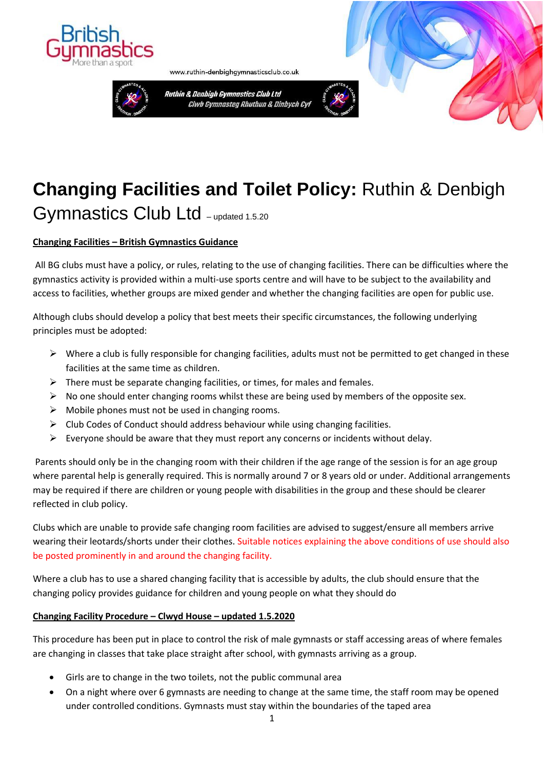www.ruthin-denbighgymnasticsclub.co.uk

Ruthin & Denbigh Gymnastics Club Ltd
Clwb Gymnasteg Rhuthun & Dinbych Cyf

# **Changing Facilities and Toilet Policy:** Ruthin & Denbigh Gymnastics Club Ltd – updated 1.5.20

**Changing Facilities – British Gymnastics Guidance**

All BG clubs must have a policy, or rules, relating to the use of changing facilities. There can be difficulties where the gymnastics activity is provided within a multi-use sports centre and will have to be subject to the availability and access to facilities, whether groups are mixed gender and whether the changing facilities are open for public use.

Although clubs should develop a policy that best meets their specific circumstances, the following underlying principles must be adopted:

- Where a club is fully responsible for changing facilities, adults must not be permitted to get changed in these facilities at the same time as children.
- There must be separate changing facilities, or times, for males and females.
- No one should enter changing rooms whilst these are being used by members of the opposite sex.
- Mobile phones must not be used in changing rooms.
- Club Codes of Conduct should address behaviour while using changing facilities.
- Everyone should be aware that they must report any concerns or incidents without delay.

Parents should only be in the changing room with their children if the age range of the session is for an age group where parental help is generally required. This is normally around 7 or 8 years old or under. Additional arrangements may be required if there are children or young people with disabilities in the group and these should be clearer reflected in club policy.

Clubs which are unable to provide safe changing room facilities are advised to suggest/ensure all members arrive wearing their leotards/shorts under their clothes. Suitable notices explaining the above conditions of use should also be posted prominently in and around the changing facility.

Where a club has to use a shared changing facility that is accessible by adults, the club should ensure that the changing policy provides guidance for children and young people on what they should do

**Changing Facility Procedure – Clwyd House – updated 1.5.2020**

This procedure has been put in place to control the risk of male gymnasts or staff accessing areas of where females are changing in classes that take place straight after school, with gymnasts arriving as a group.

- Girls are to change in the two toilets, not the public communal area
- On a night where over 6 gymnasts are needing to change at the same time, the staff room may be opened under controlled conditions. Gymnasts must stay within the boundaries of the taped area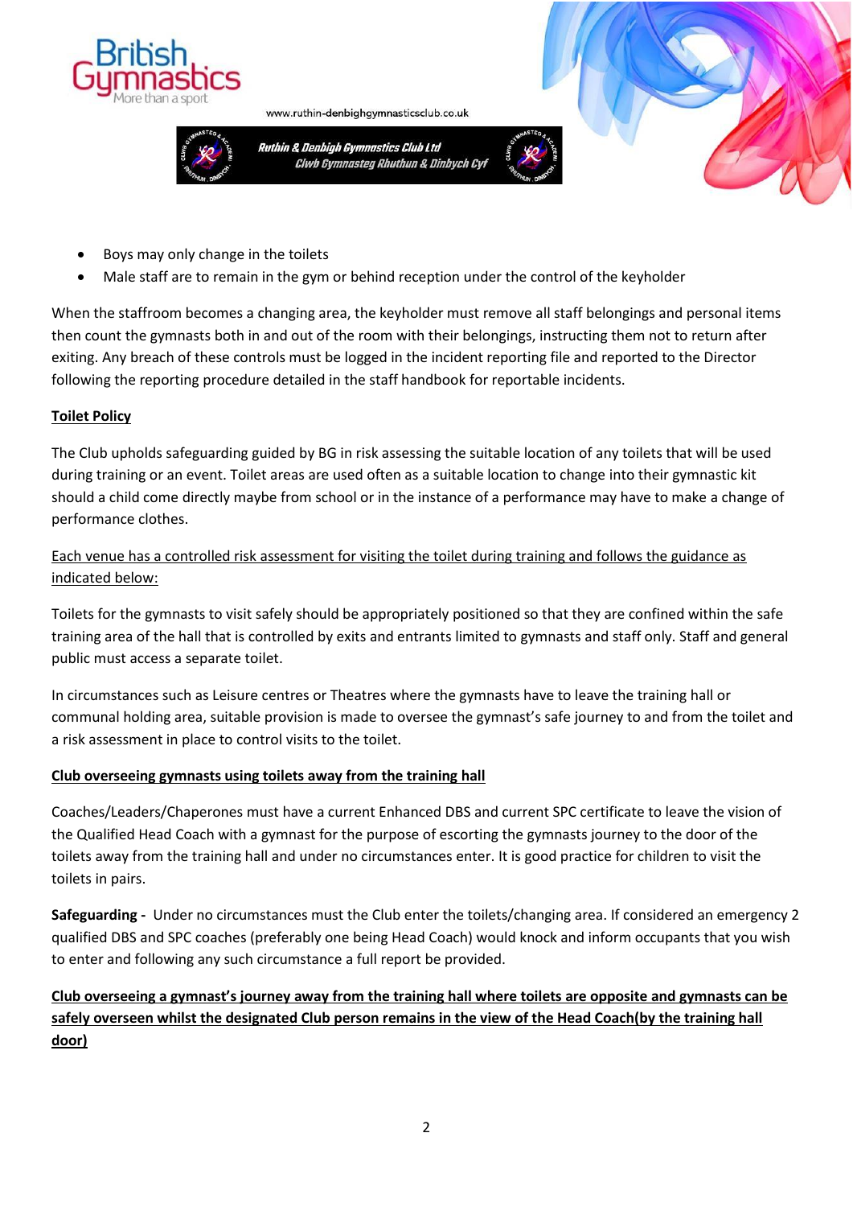- Boys may only change in the toilets
- Male staff are to remain in the gym or behind reception under the control of the keyholder

When the staffroom becomes a changing area, the keyholder must remove all staff belongings and personal items then count the gymnasts both in and out of the room with their belongings, instructing them not to return after exiting. Any breach of these controls must be logged in the incident reporting file and reported to the Director following the reporting procedure detailed in the staff handbook for reportable incidents.

**Toilet Policy**

The Club upholds safeguarding guided by BG in risk assessing the suitable location of any toilets that will be used during training or an event. Toilet areas are used often as a suitable location to change into their gymnastic kit should a child come directly maybe from school or in the instance of a performance may have to make a change of performance clothes.

Each venue has a controlled risk assessment for visiting the toilet during training and follows the guidance as indicated below:

Toilets for the gymnasts to visit safely should be appropriately positioned so that they are confined within the safe training area of the hall that is controlled by exits and entrants limited to gymnasts and staff only. Staff and general public must access a separate toilet.

In circumstances such as Leisure centres or Theatres where the gymnasts have to leave the training hall or communal holding area, suitable provision is made to oversee the gymnast's safe journey to and from the toilet and a risk assessment in place to control visits to the toilet.

**Club overseeing gymnasts using toilets away from the training hall**

Coaches/Leaders/Chaperones must have a current Enhanced DBS and current SPC certificate to leave the vision of the Qualified Head Coach with a gymnast for the purpose of escorting the gymnasts journey to the door of the toilets away from the training hall and under no circumstances enter. It is good practice for children to visit the toilets in pairs.

**Safeguarding -** Under no circumstances must the Club enter the toilets/changing area. If considered an emergency 2 qualified DBS and SPC coaches (preferably one being Head Coach) would knock and inform occupants that you wish to enter and following any such circumstance a full report be provided.

**Club overseeing a gymnast's journey away from the training hall where toilets are opposite and gymnasts can be safely overseen whilst the designated Club person remains in the view of the Head Coach(by the training hall door)**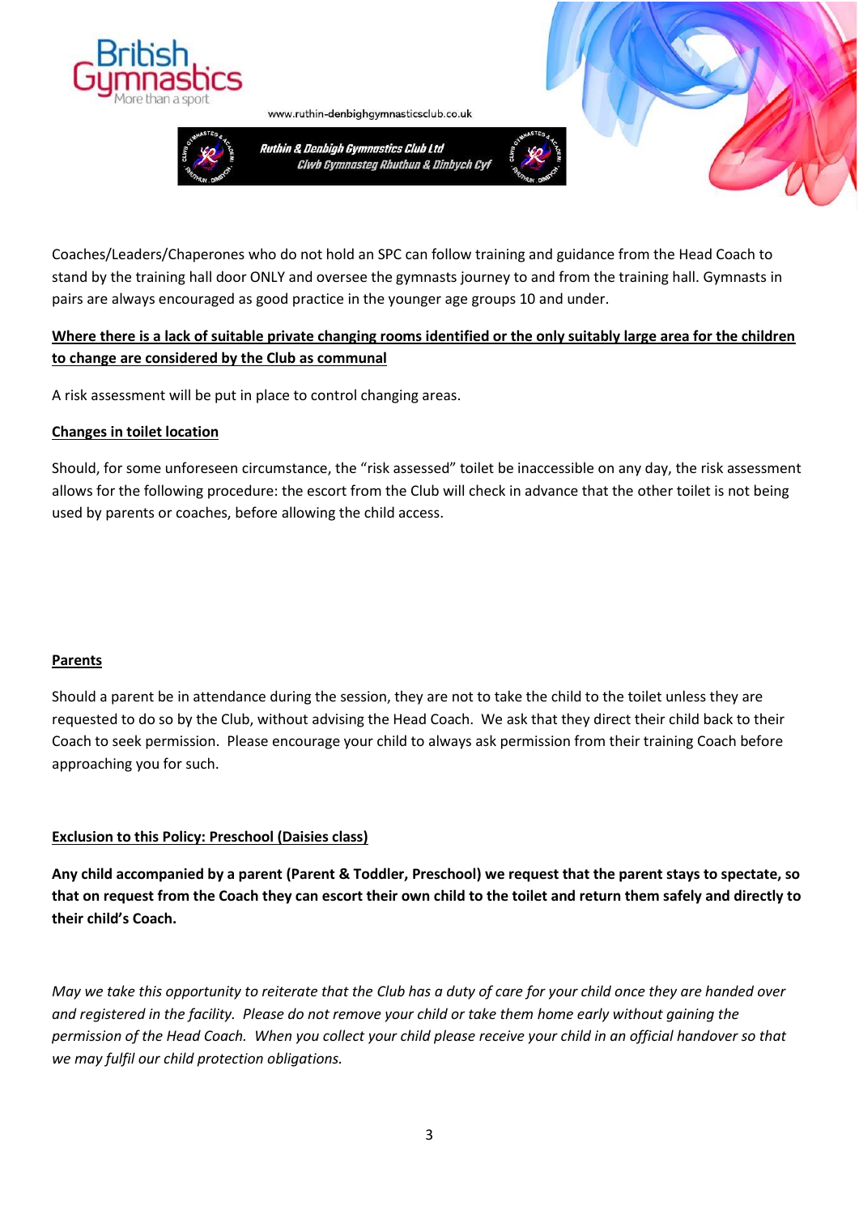Coaches/Leaders/Chaperones who do not hold an SPC can follow training and guidance from the Head Coach to stand by the training hall door ONLY and oversee the gymnasts journey to and from the training hall. Gymnasts in pairs are always encouraged as good practice in the younger age groups 10 and under.

**Where there is a lack of suitable private changing rooms identified or the only suitably large area for the children to change are considered by the Club as communal**

A risk assessment will be put in place to control changing areas.

**Changes in toilet location**

Should, for some unforeseen circumstance, the "risk assessed" toilet be inaccessible on any day, the risk assessment allows for the following procedure: the escort from the Club will check in advance that the other toilet is not being used by parents or coaches, before allowing the child access.

**Parents**

Should a parent be in attendance during the session, they are not to take the child to the toilet unless they are requested to do so by the Club, without advising the Head Coach. We ask that they direct their child back to their Coach to seek permission. Please encourage your child to always ask permission from their training Coach before approaching you for such.

**Exclusion to this Policy: Preschool (Daisies class)**

**Any child accompanied by a parent (Parent & Toddler, Preschool) we request that the parent stays to spectate, so that on request from the Coach they can escort their own child to the toilet and return them safely and directly to their child's Coach.**

*May we take this opportunity to reiterate that the Club has a duty of care for your child once they are handed over and registered in the facility. Please do not remove your child or take them home early without gaining the permission of the Head Coach. When you collect your child please receive your child in an official handover so that we may fulfil our child protection obligations.*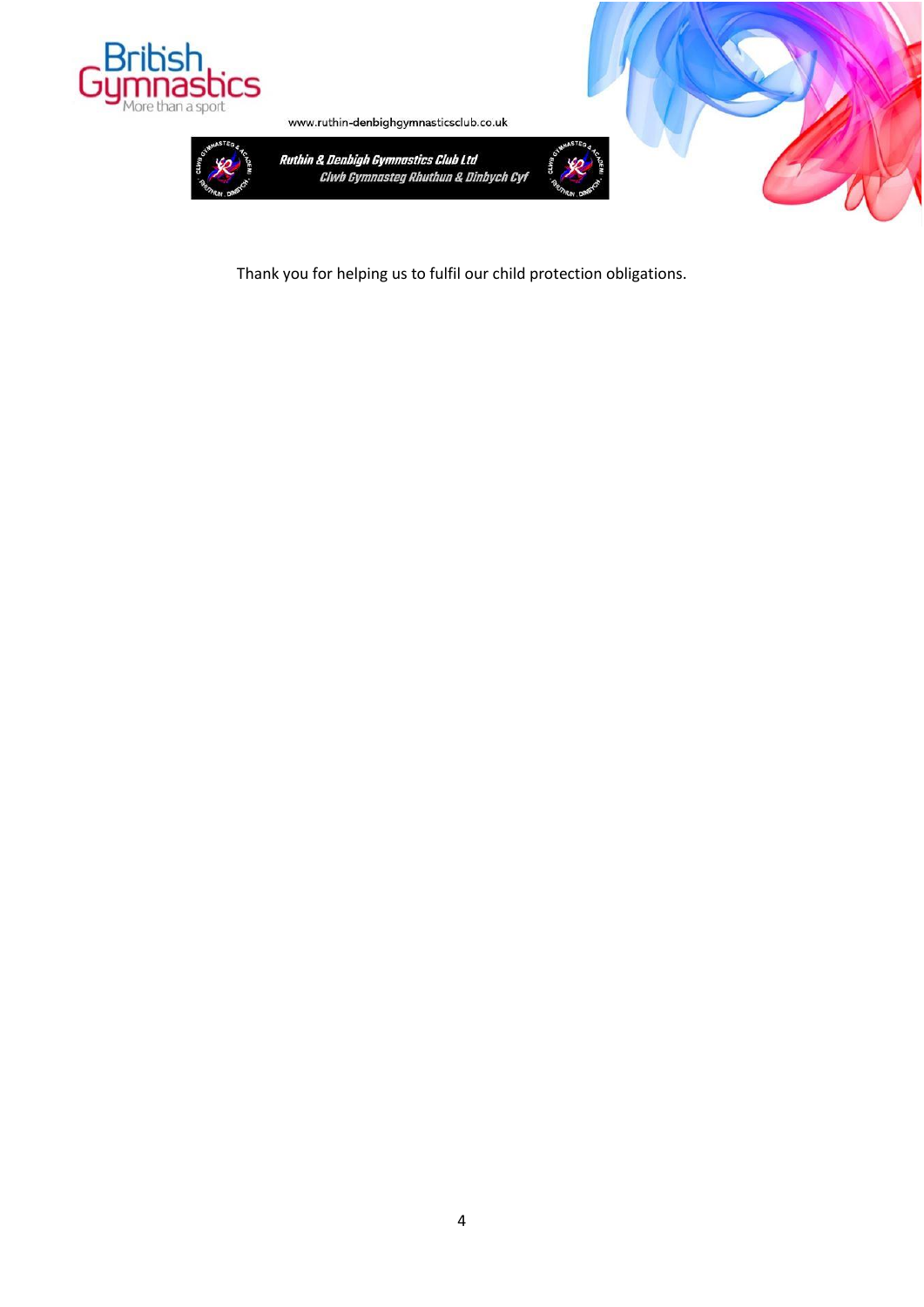Thank you for helping us to fulfil our child protection obligations.